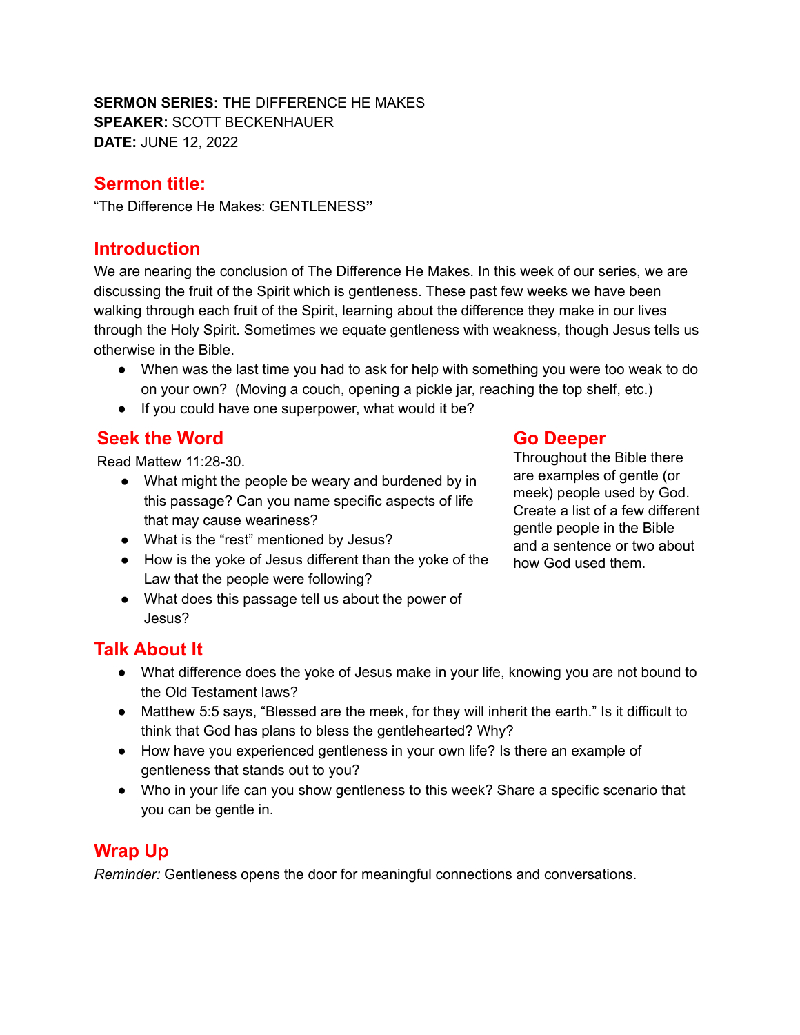**SERMON SERIES:** THE DIFFERENCE HE MAKES
**SPEAKER:** SCOTT BECKENHAUER
**DATE:** JUNE 12, 2022

## Sermon title:

"The Difference He Makes: GENTLENESS"

## Introduction

We are nearing the conclusion of The Difference He Makes. In this week of our series, we are discussing the fruit of the Spirit which is gentleness. These past few weeks we have been walking through each fruit of the Spirit, learning about the difference they make in our lives through the Holy Spirit. Sometimes we equate gentleness with weakness, though Jesus tells us otherwise in the Bible.

- When was the last time you had to ask for help with something you were too weak to do on your own? (Moving a couch, opening a pickle jar, reaching the top shelf, etc.)
- If you could have one superpower, what would it be?

## Seek the Word

Read Mattew 11:28-30.

- What might the people be weary and burdened by in this passage? Can you name specific aspects of life that may cause weariness?
- What is the "rest" mentioned by Jesus?
- How is the yoke of Jesus different than the yoke of the Law that the people were following?
- What does this passage tell us about the power of Jesus?

## Go Deeper

Throughout the Bible there are examples of gentle (or meek) people used by God. Create a list of a few different gentle people in the Bible and a sentence or two about how God used them.

## Talk About It

- What difference does the yoke of Jesus make in your life, knowing you are not bound to the Old Testament laws?
- Matthew 5:5 says, "Blessed are the meek, for they will inherit the earth." Is it difficult to think that God has plans to bless the gentlehearted? Why?
- How have you experienced gentleness in your own life? Is there an example of gentleness that stands out to you?
- Who in your life can you show gentleness to this week? Share a specific scenario that you can be gentle in.

## Wrap Up

*Reminder:* Gentleness opens the door for meaningful connections and conversations.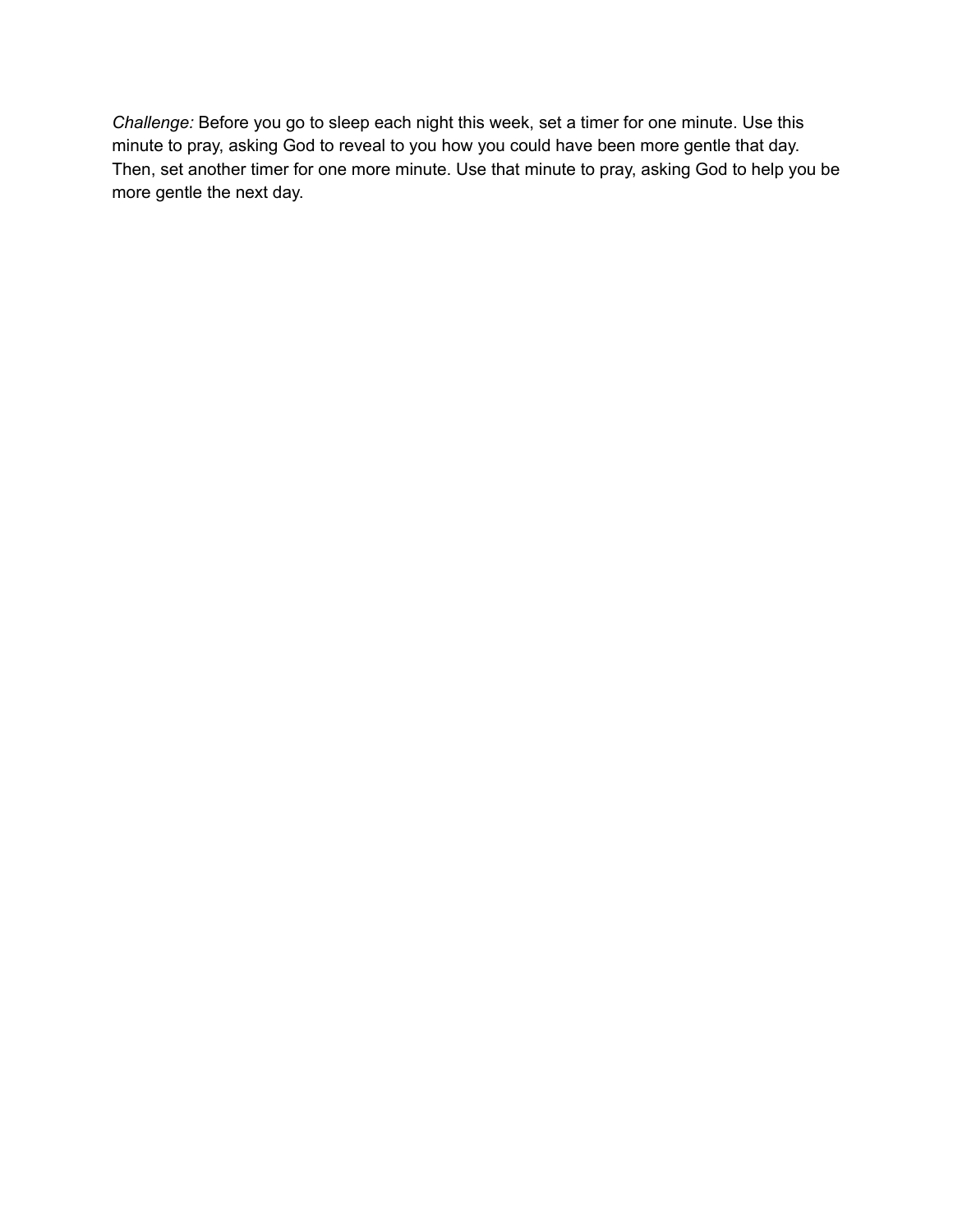*Challenge:* Before you go to sleep each night this week, set a timer for one minute. Use this minute to pray, asking God to reveal to you how you could have been more gentle that day. Then, set another timer for one more minute. Use that minute to pray, asking God to help you be more gentle the next day.